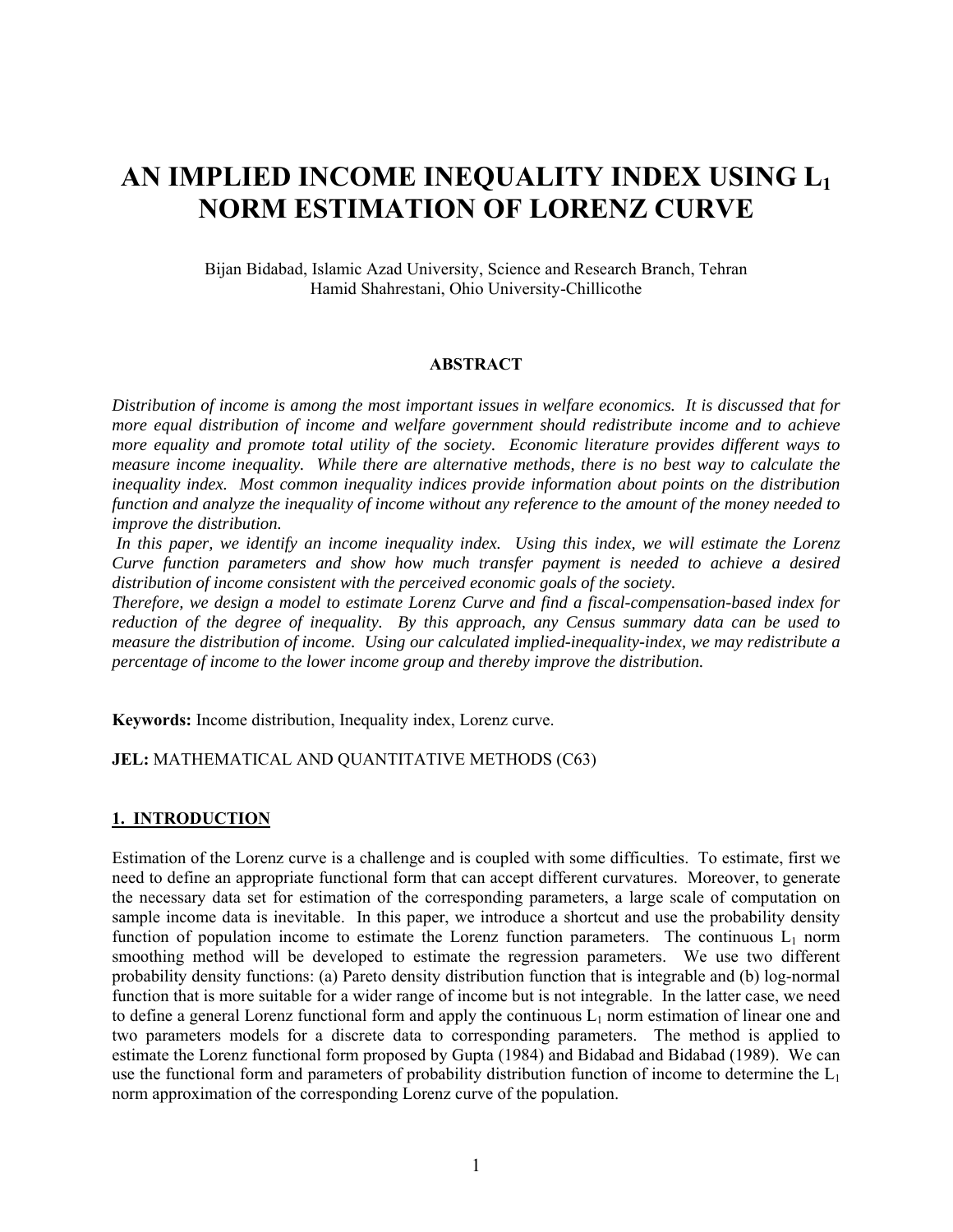# AN IMPLIED INCOME INEQUALITY INDEX USING $L_1$ NORM ESTIMATION OF LORENZ CURVE

Bijan Bidabad, Islamic Azad University, Science and Research Branch, Tehran
Hamid Shahrestani, Ohio University-Chillicothe

**ABSTRACT**

*Distribution of income is among the most important issues in welfare economics. It is discussed that for more equal distribution of income and welfare government should redistribute income and to achieve more equality and promote total utility of the society. Economic literature provides different ways to measure income inequality. While there are alternative methods, there is no best way to calculate the inequality index. Most common inequality indices provide information about points on the distribution function and analyze the inequality of income without any reference to the amount of the money needed to improve the distribution.*

*In this paper, we identify an income inequality index. Using this index, we will estimate the Lorenz Curve function parameters and show how much transfer payment is needed to achieve a desired distribution of income consistent with the perceived economic goals of the society.*

*Therefore, we design a model to estimate Lorenz Curve and find a fiscal-compensation-based index for reduction of the degree of inequality. By this approach, any Census summary data can be used to measure the distribution of income. Using our calculated implied-inequality-index, we may redistribute a percentage of income to the lower income group and thereby improve the distribution.*

**Keywords:** Income distribution, Inequality index, Lorenz curve.

**JEL:** MATHEMATICAL AND QUANTITATIVE METHODS (C63)

## 1. INTRODUCTION

Estimation of the Lorenz curve is a challenge and is coupled with some difficulties. To estimate, first we need to define an appropriate functional form that can accept different curvatures. Moreover, to generate the necessary data set for estimation of the corresponding parameters, a large scale of computation on sample income data is inevitable. In this paper, we introduce a shortcut and use the probability density function of population income to estimate the Lorenz function parameters. The continuous $L_1$ norm smoothing method will be developed to estimate the regression parameters. We use two different probability density functions: (a) Pareto density distribution function that is integrable and (b) log-normal function that is more suitable for a wider range of income but is not integrable. In the latter case, we need to define a general Lorenz functional form and apply the continuous $L_1$ norm estimation of linear one and two parameters models for a discrete data to corresponding parameters. The method is applied to estimate the Lorenz functional form proposed by Gupta (1984) and Bidabad and Bidabad (1989). We can use the functional form and parameters of probability distribution function of income to determine the $L_1$ norm approximation of the corresponding Lorenz curve of the population.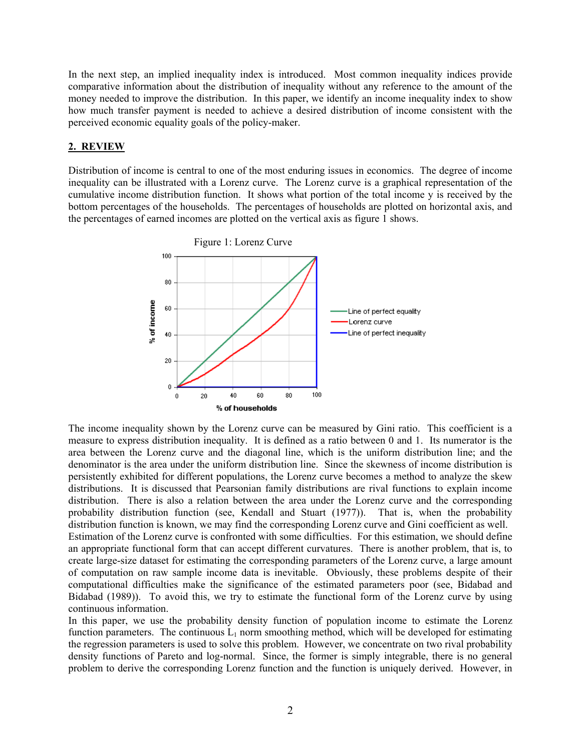In the next step, an implied inequality index is introduced. Most common inequality indices provide comparative information about the distribution of inequality without any reference to the amount of the money needed to improve the distribution. In this paper, we identify an income inequality index to show how much transfer payment is needed to achieve a desired distribution of income consistent with the perceived economic equality goals of the policy-maker.

## 2. REVIEW

Distribution of income is central to one of the most enduring issues in economics. The degree of income inequality can be illustrated with a Lorenz curve. The Lorenz curve is a graphical representation of the cumulative income distribution function. It shows what portion of the total income y is received by the bottom percentages of the households. The percentages of households are plotted on horizontal axis, and the percentages of earned incomes are plotted on the vertical axis as figure 1 shows.

Figure 1: Lorenz Curve

The income inequality shown by the Lorenz curve can be measured by Gini ratio. This coefficient is a measure to express distribution inequality. It is defined as a ratio between 0 and 1. Its numerator is the area between the Lorenz curve and the diagonal line, which is the uniform distribution line; and the denominator is the area under the uniform distribution line. Since the skewness of income distribution is persistently exhibited for different populations, the Lorenz curve becomes a method to analyze the skew distributions. It is discussed that Pearsonian family distributions are rival functions to explain income distribution. There is also a relation between the area under the Lorenz curve and the corresponding probability distribution function (see, Kendall and Stuart (1977)). That is, when the probability distribution function is known, we may find the corresponding Lorenz curve and Gini coefficient as well. Estimation of the Lorenz curve is confronted with some difficulties. For this estimation, we should define an appropriate functional form that can accept different curvatures. There is another problem, that is, to create large-size dataset for estimating the corresponding parameters of the Lorenz curve, a large amount of computation on raw sample income data is inevitable. Obviously, these problems despite of their computational difficulties make the significance of the estimated parameters poor (see, Bidabad and Bidabad (1989)). To avoid this, we try to estimate the functional form of the Lorenz curve by using continuous information.

In this paper, we use the probability density function of population income to estimate the Lorenz function parameters. The continuous $L_1$ norm smoothing method, which will be developed for estimating the regression parameters is used to solve this problem. However, we concentrate on two rival probability density functions of Pareto and log-normal. Since, the former is simply integrable, there is no general problem to derive the corresponding Lorenz function and the function is uniquely derived. However, in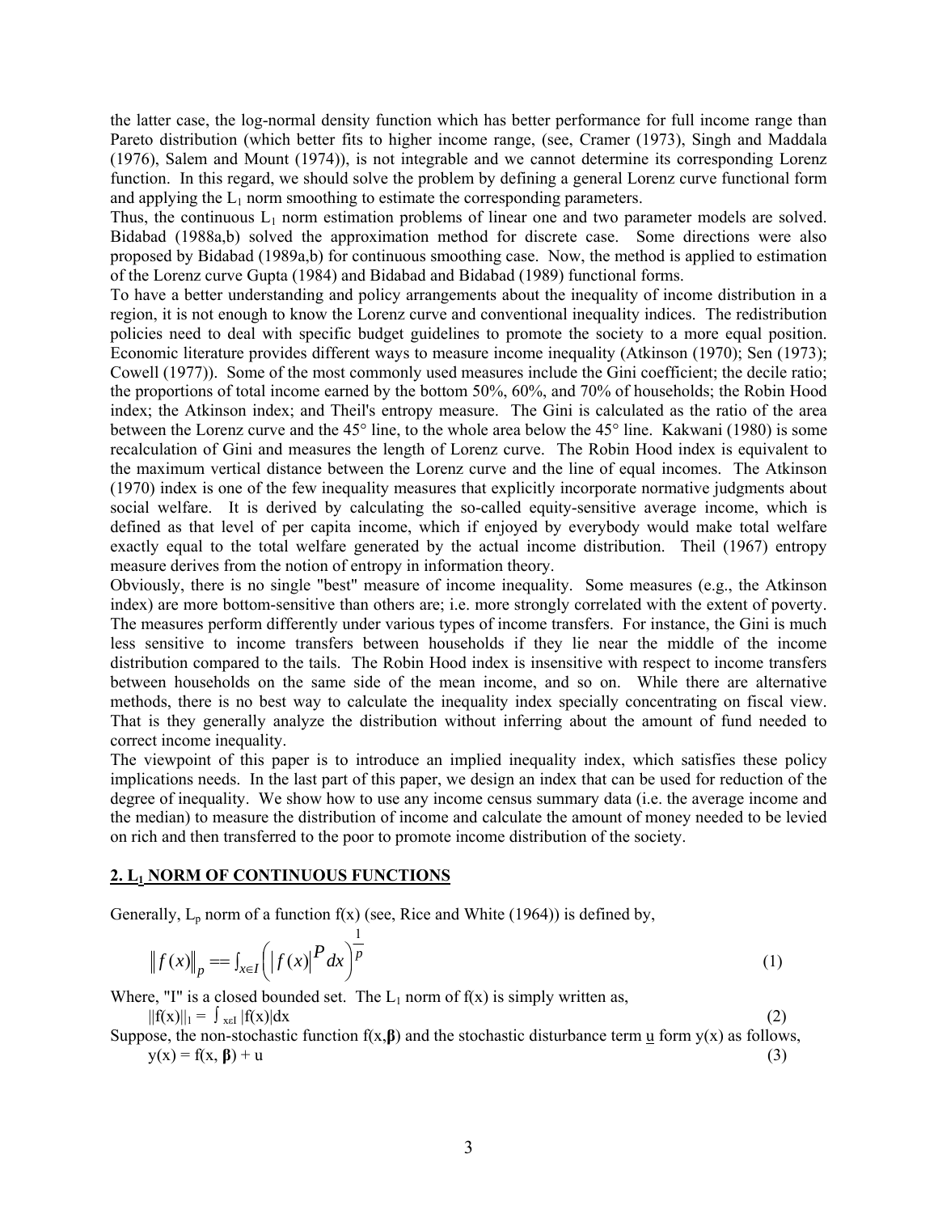the latter case, the log-normal density function which has better performance for full income range than Pareto distribution (which better fits to higher income range, (see, Cramer (1973), Singh and Maddala (1976), Salem and Mount (1974)), is not integrable and we cannot determine its corresponding Lorenz function. In this regard, we should solve the problem by defining a general Lorenz curve functional form and applying the $L_1$ norm smoothing to estimate the corresponding parameters.

Thus, the continuous $L_1$ norm estimation problems of linear one and two parameter models are solved. Bidabad (1988a,b) solved the approximation method for discrete case. Some directions were also proposed by Bidabad (1989a,b) for continuous smoothing case. Now, the method is applied to estimation of the Lorenz curve Gupta (1984) and Bidabad and Bidabad (1989) functional forms.

To have a better understanding and policy arrangements about the inequality of income distribution in a region, it is not enough to know the Lorenz curve and conventional inequality indices. The redistribution policies need to deal with specific budget guidelines to promote the society to a more equal position. Economic literature provides different ways to measure income inequality (Atkinson (1970); Sen (1973); Cowell (1977)). Some of the most commonly used measures include the Gini coefficient; the decile ratio; the proportions of total income earned by the bottom 50%, 60%, and 70% of households; the Robin Hood index; the Atkinson index; and Theil's entropy measure. The Gini is calculated as the ratio of the area between the Lorenz curve and the 45° line, to the whole area below the 45° line. Kakwani (1980) is some recalculation of Gini and measures the length of Lorenz curve. The Robin Hood index is equivalent to the maximum vertical distance between the Lorenz curve and the line of equal incomes. The Atkinson (1970) index is one of the few inequality measures that explicitly incorporate normative judgments about social welfare. It is derived by calculating the so-called equity-sensitive average income, which is defined as that level of per capita income, which if enjoyed by everybody would make total welfare exactly equal to the total welfare generated by the actual income distribution. Theil (1967) entropy measure derives from the notion of entropy in information theory.

Obviously, there is no single "best" measure of income inequality. Some measures (e.g., the Atkinson index) are more bottom-sensitive than others are; i.e. more strongly correlated with the extent of poverty. The measures perform differently under various types of income transfers. For instance, the Gini is much less sensitive to income transfers between households if they lie near the middle of the income distribution compared to the tails. The Robin Hood index is insensitive with respect to income transfers between households on the same side of the mean income, and so on. While there are alternative methods, there is no best way to calculate the inequality index specially concentrating on fiscal view. That is they generally analyze the distribution without inferring about the amount of fund needed to correct income inequality.

The viewpoint of this paper is to introduce an implied inequality index, which satisfies these policy implications needs. In the last part of this paper, we design an index that can be used for reduction of the degree of inequality. We show how to use any income census summary data (i.e. the average income and the median) to measure the distribution of income and calculate the amount of money needed to be levied on rich and then transferred to the poor to promote income distribution of the society.

## 2. $L_1$ NORM OF CONTINUOUS FUNCTIONS

Generally, $L_p$ norm of a function f(x) (see, Rice and White (1964)) is defined by,

$$\left\| f(x) \right\|_p == \int_{x \in I} \left( \left| f(x) \right|^P dx \right)^{\frac{1}{p}} \tag{1}$$

Where, "I" is a closed bounded set. The $L_1$ norm of f(x) is simply written as,

$$\|f(x)\|_1 = \int_{x \in I} |f(x)| dx \tag{2}$$

Suppose, the non-stochastic function $f(x,\boldsymbol{\beta})$ and the stochastic disturbance term $\underline{u}$ form y(x) as follows,

$$y(x) = f(x, \boldsymbol{\beta}) + u \tag{3}$$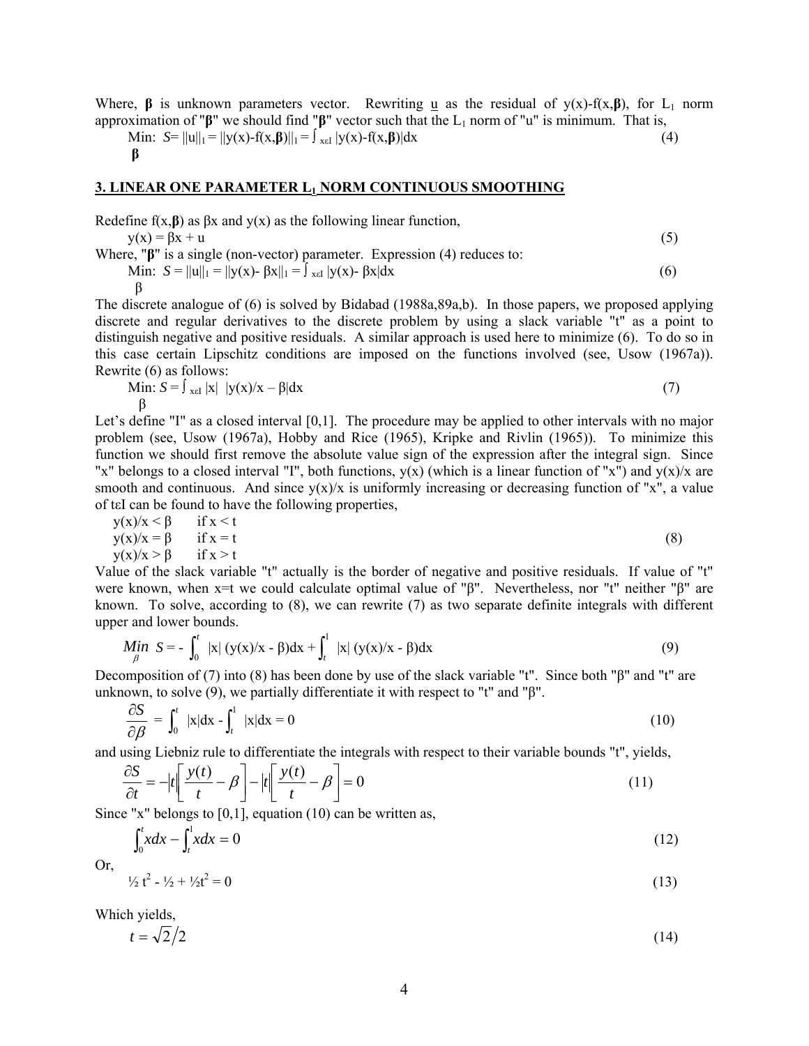Where, $\boldsymbol{\beta}$ is unknown parameters vector. Rewriting $\underline{u}$ as the residual of $y(x)$-$f(x,\boldsymbol{\beta})$, for $L_1$ norm approximation of "$\boldsymbol{\beta}$" we should find "$\boldsymbol{\beta}$" vector such that the $L_1$ norm of "u" is minimum. That is,

$$\underset{\boldsymbol{\beta}}{\text{Min:}}\ S = \|u\|_1 = \|y(x)-f(x,\boldsymbol{\beta})\|_1 = \int_{x\varepsilon I} |y(x)-f(x,\boldsymbol{\beta})|dx \tag{4}$$

## 3. LINEAR ONE PARAMETER $L_1$ NORM CONTINUOUS SMOOTHING

Redefine $f(x,\boldsymbol{\beta})$ as $\beta x$ and $y(x)$ as the following linear function,

$$y(x) = \beta x + u \tag{5}$$

Where, "$\boldsymbol{\beta}$" is a single (non-vector) parameter. Expression (4) reduces to:

$$\underset{\beta}{\text{Min:}}\ S = \|u\|_1 = \|y(x)- \beta x\|_1 = \int_{x\varepsilon I} |y(x)- \beta x|dx \tag{6}$$

The discrete analogue of (6) is solved by Bidabad (1988a,89a,b). In those papers, we proposed applying discrete and regular derivatives to the discrete problem by using a slack variable "t" as a point to distinguish negative and positive residuals. A similar approach is used here to minimize (6). To do so in this case certain Lipschitz conditions are imposed on the functions involved (see, Usow (1967a)). Rewrite (6) as follows:

$$\underset{\beta}{\text{Min:}}\ S = \int_{x\varepsilon I} |x|\ |y(x)/x - \beta|dx \tag{7}$$

Let's define "I" as a closed interval [0,1]. The procedure may be applied to other intervals with no major problem (see, Usow (1967a), Hobby and Rice (1965), Kripke and Rivlin (1965)). To minimize this function we should first remove the absolute value sign of the expression after the integral sign. Since "x" belongs to a closed interval "I", both functions, $y(x)$ (which is a linear function of "x") and $y(x)/x$ are smooth and continuous. And since $y(x)/x$ is uniformly increasing or decreasing function of "x", a value of $t\varepsilon I$ can be found to have the following properties,

$$\begin{aligned} y(x)/x &< \beta \quad \text{if } x < t \\ y(x)/x &= \beta \quad \text{if } x = t \\ y(x)/x &> \beta \quad \text{if } x > t \end{aligned} \tag{8}$$

Value of the slack variable "t" actually is the border of negative and positive residuals. If value of "t" were known, when x=t we could calculate optimal value of "β". Nevertheless, nor "t" neither "β" are known. To solve, according to (8), we can rewrite (7) as two separate definite integrals with different upper and lower bounds.

$$\underset{\beta}{Min}\ S = -\int_0^t |x|\ (y(x)/x - \beta)dx + \int_t^1 |x|\ (y(x)/x - \beta)dx \tag{9}$$

Decomposition of (7) into (8) has been done by use of the slack variable "t". Since both "β" and "t" are unknown, to solve (9), we partially differentiate it with respect to "t" and "β".

$$\frac{\partial S}{\partial \beta} = \int_0^t |x|dx - \int_t^1 |x|dx = 0 \tag{10}$$

and using Liebniz rule to differentiate the integrals with respect to their variable bounds "t", yields,

$$\frac{\partial S}{\partial t} = -|t|\left[\frac{y(t)}{t} - \beta\right] - |t|\left[\frac{y(t)}{t} - \beta\right] = 0 \tag{11}$$

Since "x" belongs to [0,1], equation (10) can be written as,

$$\int_0^t xdx - \int_t^1 xdx = 0 \tag{12}$$

Or,

$$\tfrac{1}{2} t^2 - \tfrac{1}{2} + \tfrac{1}{2}t^2 = 0 \tag{13}$$

Which yields,

$$t = \sqrt{2}/2 \tag{14}$$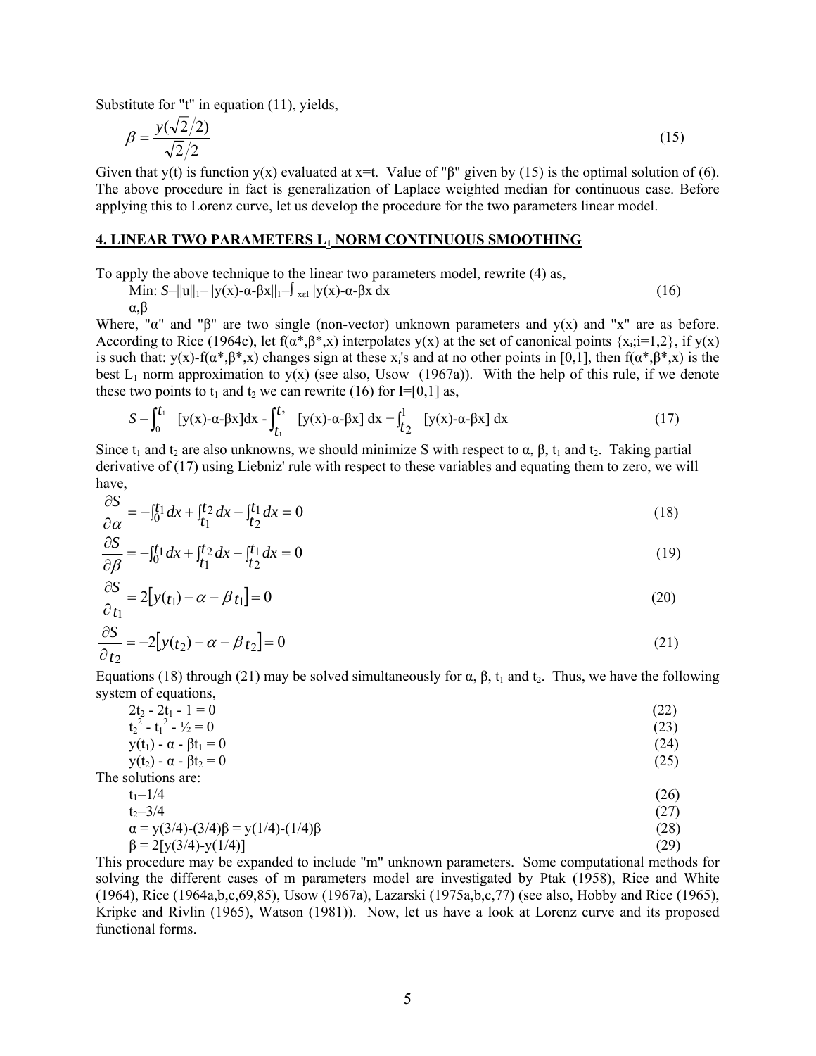Substitute for "t" in equation (11), yields,

$$\beta = \frac{y(\sqrt{2}/2)}{\sqrt{2}/2} \tag{15}$$

Given that y(t) is function y(x) evaluated at x=t. Value of "β" given by (15) is the optimal solution of (6). The above procedure in fact is generalization of Laplace weighted median for continuous case. Before applying this to Lorenz curve, let us develop the procedure for the two parameters linear model.

## 4. LINEAR TWO PARAMETERS $L_1$ NORM CONTINUOUS SMOOTHING

To apply the above technique to the linear two parameters model, rewrite (4) as,

$$\underset{\alpha,\beta}{\text{Min:}}\ S=\|u\|_1=\|y(x)-\alpha-\beta x\|_1=\int_{x\in I}|y(x)-\alpha-\beta x|dx \tag{16}$$

Where, "α" and "β" are two single (non-vector) unknown parameters and y(x) and "x" are as before. According to Rice (1964c), let $f(\alpha^*,\beta^*,x)$ interpolates y(x) at the set of canonical points $\{x_i;i=1,2\}$, if y(x) is such that: $y(x)-f(\alpha^*,\beta^*,x)$ changes sign at these $x_i$'s and at no other points in [0,1], then $f(\alpha^*,\beta^*,x)$ is the best $L_1$ norm approximation to y(x) (see also, Usow (1967a)). With the help of this rule, if we denote these two points to $t_1$ and $t_2$ we can rewrite (16) for I=[0,1] as,

$$S=\int_0^{t_1}[y(x)-\alpha-\beta x]dx - \int_{t_1}^{t_2}[y(x)-\alpha-\beta x]\,dx + \int_{t_2}^{1}[y(x)-\alpha-\beta x]\,dx \tag{17}$$

Since $t_1$ and $t_2$ are also unknowns, we should minimize S with respect to α, β, $t_1$ and $t_2$. Taking partial derivative of (17) using Liebniz' rule with respect to these variables and equating them to zero, we will have,

$$\frac{\partial S}{\partial \alpha}=-\int_0^{t_1}dx+\int_{t_1}^{t_2}dx-\int_{t_2}^{t_1}dx=0 \tag{18}$$

$$\frac{\partial S}{\partial \beta}=-\int_0^{t_1}dx+\int_{t_1}^{t_2}dx-\int_{t_2}^{t_1}dx=0 \tag{19}$$

$$\frac{\partial S}{\partial t_1}=2\left[y(t_1)-\alpha-\beta t_1\right]=0 \tag{20}$$

$$\frac{\partial S}{\partial t_2}=-2\left[y(t_2)-\alpha-\beta t_2\right]=0 \tag{21}$$

Equations (18) through (21) may be solved simultaneously for α, β, $t_1$ and $t_2$. Thus, we have the following system of equations,

$$2t_2 - 2t_1 - 1 = 0 \tag{22}$$

$$t_2^2 - t_1^2 - ½ = 0 \tag{23}$$

$$y(t_1) - \alpha - \beta t_1 = 0 \tag{24}$$

$$y(t_2) - \alpha - \beta t_2 = 0 \tag{25}$$

The solutions are:

$$t_1=1/4 \tag{26}$$

$$t_2=3/4 \tag{27}$$

$$\alpha = y(3/4)-(3/4)\beta = y(1/4)-(1/4)\beta \tag{28}$$

$$\beta = 2[y(3/4)-y(1/4)] \tag{29}$$

This procedure may be expanded to include "m" unknown parameters. Some computational methods for solving the different cases of m parameters model are investigated by Ptak (1958), Rice and White (1964), Rice (1964a,b,c,69,85), Usow (1967a), Lazarski (1975a,b,c,77) (see also, Hobby and Rice (1965), Kripke and Rivlin (1965), Watson (1981)). Now, let us have a look at Lorenz curve and its proposed functional forms.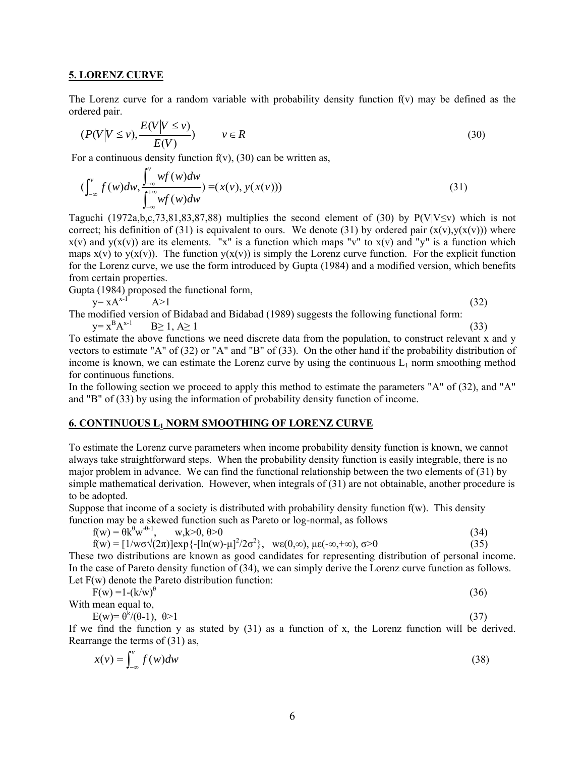## 5. LORENZ CURVE

The Lorenz curve for a random variable with probability density function f(v) may be defined as the ordered pair.

$$(P(V|V \leq v), \frac{E(V|V \leq v)}{E(V)}) \qquad v \in R \tag{30}$$

For a continuous density function f(v), (30) can be written as,

$$(\int_{-\infty}^{v} f(w)dw, \frac{\int_{-\infty}^{v} wf(w)dw}{\int_{-\infty}^{+\infty} wf(w)dw}) \equiv (x(v), y(x(v))) \tag{31}$$

Taguchi (1972a,b,c,73,81,83,87,88) multiplies the second element of (30) by $P(V|V \leq v)$ which is not correct; his definition of (31) is equivalent to ours. We denote (31) by ordered pair $(x(v),y(x(v)))$ where $x(v)$ and $y(x(v))$ are its elements. "x" is a function which maps "v" to $x(v)$ and "y" is a function which maps $x(v)$ to $y(x(v))$. The function $y(x(v))$ is simply the Lorenz curve function. For the explicit function for the Lorenz curve, we use the form introduced by Gupta (1984) and a modified version, which benefits from certain properties.

Gupta (1984) proposed the functional form,

$$y = xA^{x-1} \qquad A>1 \tag{32}$$

The modified version of Bidabad and Bidabad (1989) suggests the following functional form:

$$y = x^B A^{x-1} \qquad B \geq 1,\ A \geq 1 \tag{33}$$

To estimate the above functions we need discrete data from the population, to construct relevant x and y vectors to estimate "A" of (32) or "A" and "B" of (33). On the other hand if the probability distribution of income is known, we can estimate the Lorenz curve by using the continuous $L_1$ norm smoothing method for continuous functions.

In the following section we proceed to apply this method to estimate the parameters "A" of (32), and "A" and "B" of (33) by using the information of probability density function of income.

## 6. CONTINUOUS $L_1$ NORM SMOOTHING OF LORENZ CURVE

To estimate the Lorenz curve parameters when income probability density function is known, we cannot always take straightforward steps. When the probability density function is easily integrable, there is no major problem in advance. We can find the functional relationship between the two elements of (31) by simple mathematical derivation. However, when integrals of (31) are not obtainable, another procedure is to be adopted.

Suppose that income of a society is distributed with probability density function f(w). This density function may be a skewed function such as Pareto or log-normal, as follows

$$f(w) = \theta k^{\theta} w^{-\theta-1}, \qquad w,k>0,\ \theta>0 \tag{34}$$

$$f(w) = [1/w\sigma\sqrt{(2\pi)}]\exp\{-[\ln(w)-\mu]^2/2\sigma^2\}, \quad w \in (0,\infty),\ \mu \in (-\infty,+\infty),\ \sigma>0 \tag{35}$$

These two distributions are known as good candidates for representing distribution of personal income. In the case of Pareto density function of (34), we can simply derive the Lorenz curve function as follows. Let F(w) denote the Pareto distribution function:

$$F(w) = 1-(k/w)^{\theta} \tag{36}$$

With mean equal to,

$$E(w) = \theta^{k}/(\theta-1), \quad \theta>1 \tag{37}$$

If we find the function y as stated by (31) as a function of x, the Lorenz function will be derived. Rearrange the terms of (31) as,

$$x(v) = \int_{-\infty}^{v} f(w)dw \tag{38}$$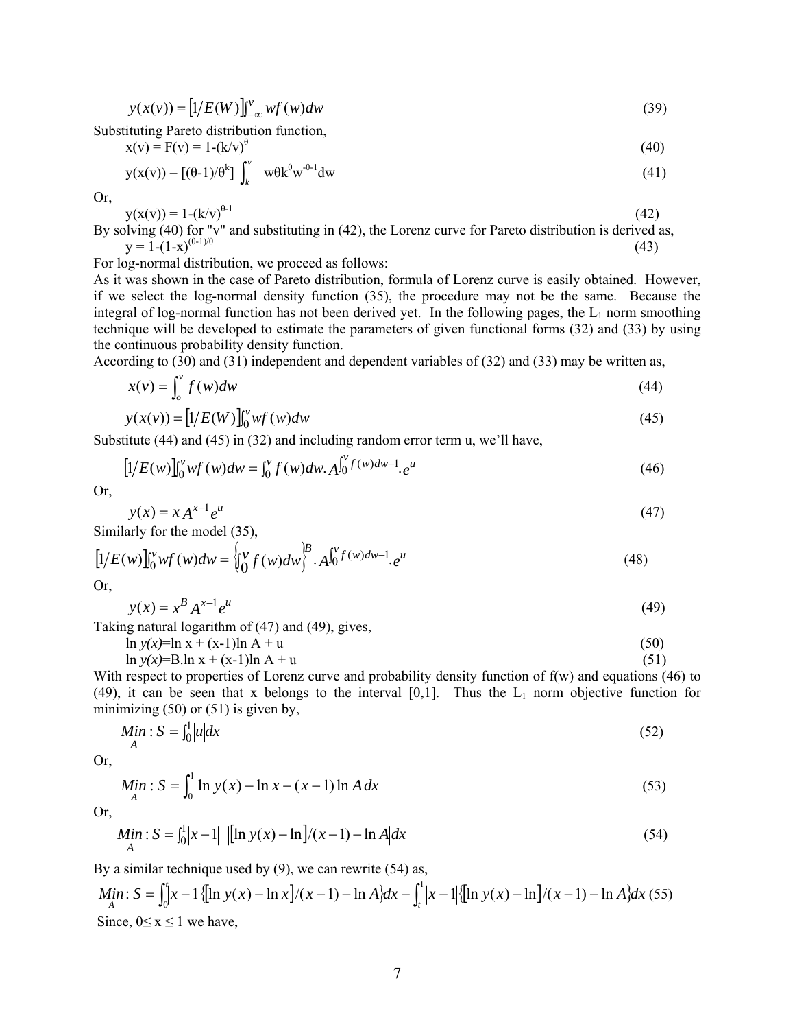$$y(x(v)) = \left[1/E(W)\right]\int_{-\infty}^{v} wf(w)dw \tag{39}$$

Substituting Pareto distribution function,

$$x(v) = F(v) = 1-(k/v)^{\theta} \tag{40}$$

$$y(x(v)) = [(\theta-1)/\theta^{k}] \int_{k}^{v} w\theta k^{\theta} w^{-\theta-1} dw \tag{41}$$

Or,

$$y(x(v)) = 1-(k/v)^{\theta-1} \tag{42}$$

By solving (40) for "v" and substituting in (42), the Lorenz curve for Pareto distribution is derived as,

$$y = 1-(1-x)^{(\theta-1)/\theta} \tag{43}$$

For log-normal distribution, we proceed as follows:

As it was shown in the case of Pareto distribution, formula of Lorenz curve is easily obtained. However, if we select the log-normal density function (35), the procedure may not be the same. Because the integral of log-normal function has not been derived yet. In the following pages, the $L_1$ norm smoothing technique will be developed to estimate the parameters of given functional forms (32) and (33) by using the continuous probability density function.

According to (30) and (31) independent and dependent variables of (32) and (33) may be written as,

$$x(v) = \int_{o}^{v} f(w)dw \tag{44}$$

$$y(x(v)) = \left[1/E(W)\right]\int_{0}^{v} wf(w)dw \tag{45}$$

Substitute (44) and (45) in (32) and including random error term u, we'll have,

$$\left[1/E(w)\right]\int_{0}^{v} wf(w)dw = \int_{0}^{v} f(w)dw.A^{\int_{0}^{v} f(w)dw-1}.e^{u} \tag{46}$$

Or,

$$y(x) = x\,A^{x-1}e^{u} \tag{47}$$

Similarly for the model (35),

$$\left[1/E(w)\right]\int_{0}^{v} wf(w)dw = \left\{\int_{0}^{v} f(w)dw\right\}^{B}.A^{\int_{0}^{v} f(w)dw-1}.e^{u} \tag{48}$$

Or,

$$y(x) = x^{B}A^{x-1}e^{u} \tag{49}$$

Taking natural logarithm of (47) and (49), gives,

$$\ln y(x)=\ln x + (x-1)\ln A + u \tag{50}$$

$$\ln y(x)=B.\ln x + (x-1)\ln A + u \tag{51}$$

With respect to properties of Lorenz curve and probability density function of f(w) and equations (46) to (49), it can be seen that x belongs to the interval [0,1]. Thus the $L_1$ norm objective function for minimizing (50) or (51) is given by,

$$\underset{A}{Min}: S = \int_{0}^{1}|u|dx \tag{52}$$

Or,

$$\underset{A}{Min}: S = \int_{0}^{1}|\ln y(x) - \ln x - (x-1)\ln A|dx \tag{53}$$

Or,

$$\underset{A}{Min}: S = \int_{0}^{1}|x-1|\;|[\ln y(x) - \ln]/(x-1) - \ln A|dx \tag{54}$$

By a similar technique used by (9), we can rewrite (54) as,

$$\underset{A}{Min}: S = \int_{0}^{t}|x-1|\{[\ln y(x) - \ln x]/(x-1) - \ln A\}dx - \int_{t}^{1}|x-1|\{[\ln y(x) - \ln]/(x-1) - \ln A\}dx \tag{55}$$

Since, $0 \leq x \leq 1$ we have,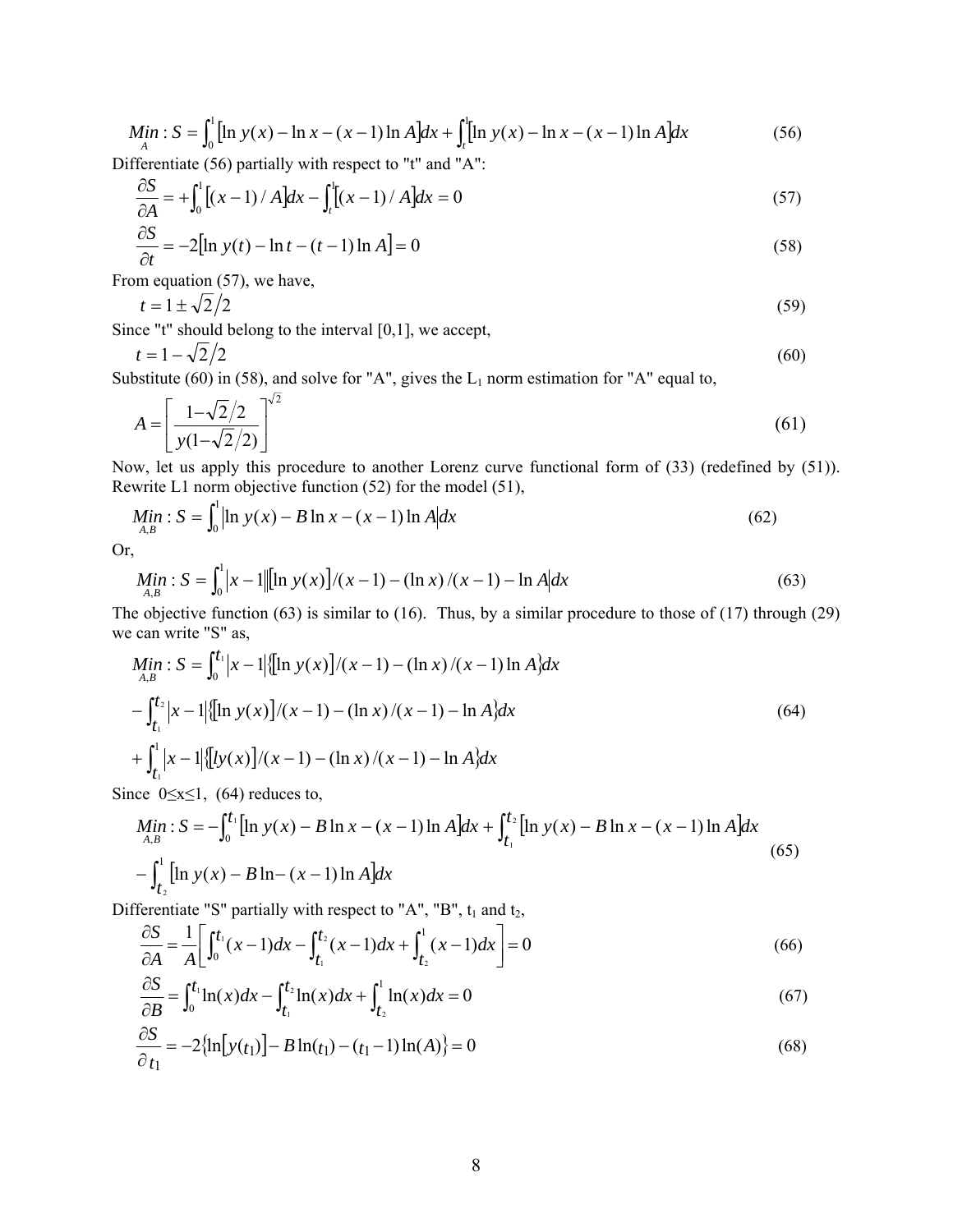$$\underset{A}{Min}: S = \int_0^1 \left[\ln y(x) - \ln x - (x-1)\ln A\right]dx + \int_t^1 \left[\ln y(x) - \ln x - (x-1)\ln A\right]dx \tag{56}$$

Differentiate (56) partially with respect to "t" and "A":

$$\frac{\partial S}{\partial A} = +\int_0^1 \left[(x-1)/A\right]dx - \int_t^1 \left[(x-1)/A\right]dx = 0 \tag{57}$$

$$\frac{\partial S}{\partial t} = -2\left[\ln y(t) - \ln t - (t-1)\ln A\right] = 0 \tag{58}$$

From equation (57), we have,

$$t = 1 \pm \sqrt{2}/2 \tag{59}$$

Since "t" should belong to the interval [0,1], we accept,

$$t = 1 - \sqrt{2}/2 \tag{60}$$

Substitute (60) in (58), and solve for "A", gives the $L_1$ norm estimation for "A" equal to,

$$A = \left[\frac{1 - \sqrt{2}/2}{y(1 - \sqrt{2}/2)}\right]^{\sqrt{2}} \tag{61}$$

Now, let us apply this procedure to another Lorenz curve functional form of (33) (redefined by (51)). Rewrite L1 norm objective function (52) for the model (51),

$$\underset{A,B}{Min}: S = \int_0^1 \left|\ln y(x) - B\ln x - (x-1)\ln A\right|dx \tag{62}$$

Or,

$$\underset{A,B}{Min}: S = \int_0^1 |x-1| \left|\left[\ln y(x)\right]/(x-1) - (\ln x)/(x-1) - \ln A\right|dx \tag{63}$$

The objective function (63) is similar to (16). Thus, by a similar procedure to those of (17) through (29) we can write "S" as,

$$\begin{aligned}\underset{A,B}{Min}: S = &\int_0^{t_1} |x-1| \left\{\left[\ln y(x)\right]/(x-1) - (\ln x)/(x-1)\ln A\right\}dx \\ &- \int_{t_1}^{t_2} |x-1| \left\{\left[\ln y(x)\right]/(x-1) - (\ln x)/(x-1) - \ln A\right\}dx \\ &+ \int_{t_1}^{1} |x-1| \left\{\left[ly(x)\right]/(x-1) - (\ln x)/(x-1) - \ln A\right\}dx\end{aligned} \tag{64}$$

Since $0 \leq x \leq 1$, (64) reduces to,

$$\begin{aligned}\underset{A,B}{Min}: S = &-\int_0^{t_1} \left[\ln y(x) - B\ln x - (x-1)\ln A\right]dx + \int_{t_1}^{t_2} \left[\ln y(x) - B\ln x - (x-1)\ln A\right]dx \\ &- \int_{t_2}^{1} \left[\ln y(x) - B\ln - (x-1)\ln A\right]dx\end{aligned} \tag{65}$$

Differentiate "S" partially with respect to "A", "B", $t_1$ and $t_2$,

$$\frac{\partial S}{\partial A} = \frac{1}{A}\left[\int_0^{t_1} (x-1)dx - \int_{t_1}^{t_2} (x-1)dx + \int_{t_2}^{1} (x-1)dx\right] = 0 \tag{66}$$

$$\frac{\partial S}{\partial B} = \int_0^{t_1} \ln(x)dx - \int_{t_1}^{t_2} \ln(x)dx + \int_{t_2}^{1} \ln(x)dx = 0 \tag{67}$$

$$\frac{\partial S}{\partial t_1} = -2\left\{\ln\left[y(t_1)\right] - B\ln(t_1) - (t_1 - 1)\ln(A)\right\} = 0 \tag{68}$$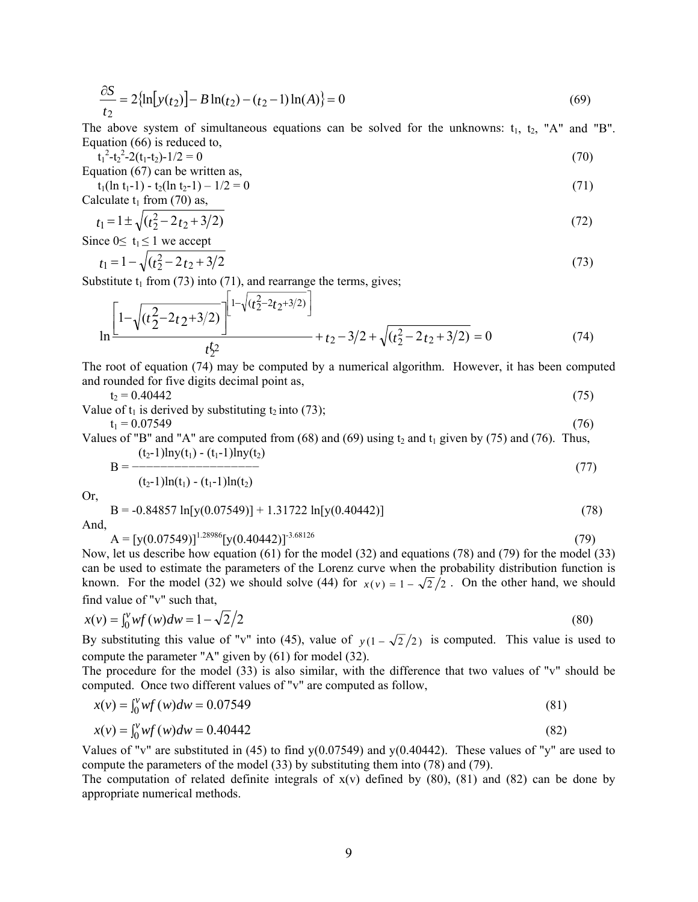$$\frac{\partial S}{t_2} = 2\{\ln[y(t_2)] - B\ln(t_2) - (t_2 - 1)\ln(A)\} = 0 \tag{69}$$

The above system of simultaneous equations can be solved for the unknowns: $t_1$, $t_2$, "A" and "B". Equation (66) is reduced to,

$$t_1^2 - t_2^2 - 2(t_1 - t_2) - 1/2 = 0 \tag{70}$$

Equation (67) can be written as,

$$t_1(\ln t_1 - 1) - t_2(\ln t_2 - 1) - 1/2 = 0 \tag{71}$$

Calculate $t_1$ from (70) as,

$$t_1 = 1 \pm \sqrt{(t_2^2 - 2t_2 + 3/2)} \tag{72}$$

Since $0 \leq t_1 \leq 1$ we accept

$$t_1 = 1 - \sqrt{(t_2^2 - 2t_2 + 3/2} \tag{73}$$

Substitute $t_1$ from (73) into (71), and rearrange the terms, gives;

$$\ln \frac{\left[1 - \sqrt{(t_2^2 - 2t_2 + 3/2)}\right]^{\left[1 - \sqrt{(t_2^2 - 2t_2 + 3/2)}\right]}}{t_2^{t_2}} + t_2 - 3/2 + \sqrt{(t_2^2 - 2t_2 + 3/2)} = 0 \tag{74}$$

The root of equation (74) may be computed by a numerical algorithm. However, it has been computed and rounded for five digits decimal point as,

$$t_2 = 0.40442 \tag{75}$$

Value of $t_1$ is derived by substituting $t_2$ into (73);

$$t_1 = 0.07549 \tag{76}$$

Values of "B" and "A" are computed from (68) and (69) using $t_2$ and $t_1$ given by (75) and (76). Thus,

$$B = \frac{(t_2 - 1)\ln y(t_1) - (t_1 - 1)\ln y(t_2)}{(t_2 - 1)\ln(t_1) - (t_1 - 1)\ln(t_2)} \tag{77}$$

Or,

$$B = -0.84857 \ln[y(0.07549)] + 1.31722 \ln[y(0.40442)] \tag{78}$$

And,

$$A = [y(0.07549)]^{1.28986}[y(0.40442)]^{-3.68126} \tag{79}$$

Now, let us describe how equation (61) for the model (32) and equations (78) and (79) for the model (33) can be used to estimate the parameters of the Lorenz curve when the probability distribution function is known. For the model (32) we should solve (44) for $x(v) = 1 - \sqrt{2}/2$. On the other hand, we should find value of "v" such that,

$$x(v) = \int_0^v wf(w)dw = 1 - \sqrt{2}/2 \tag{80}$$

By substituting this value of "v" into (45), value of $y(1 - \sqrt{2}/2)$ is computed. This value is used to compute the parameter "A" given by (61) for model (32).

The procedure for the model (33) is also similar, with the difference that two values of "v" should be computed. Once two different values of "v" are computed as follow,

$$x(v) = \int_0^v wf(w)dw = 0.07549 \tag{81}$$

$$x(v) = \int_0^v wf(w)dw = 0.40442 \tag{82}$$

Values of "v" are substituted in (45) to find y(0.07549) and y(0.40442). These values of "y" are used to compute the parameters of the model (33) by substituting them into (78) and (79).

The computation of related definite integrals of x(v) defined by (80), (81) and (82) can be done by appropriate numerical methods.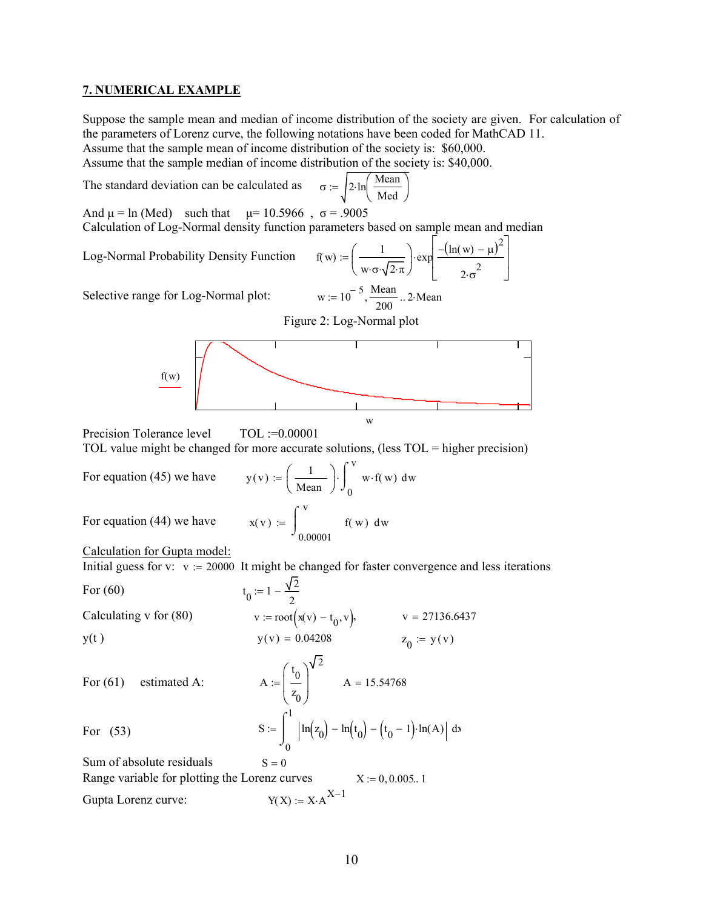## 7. NUMERICAL EXAMPLE

Suppose the sample mean and median of income distribution of the society are given. For calculation of the parameters of Lorenz curve, the following notations have been coded for MathCAD 11.
Assume that the sample mean of income distribution of the society is: \$60,000.
Assume that the sample median of income distribution of the society is: \$40,000.

The standard deviation can be calculated as $\sigma := \sqrt{2 \cdot \ln\left(\frac{\text{Mean}}{\text{Med}}\right)}$

And $\mu = \ln(\text{Med})$ such that $\mu = 10.5966$ , $\sigma = .9005$
Calculation of Log-Normal density function parameters based on sample mean and median

Log-Normal Probability Density Function $f(w) := \left(\frac{1}{w \cdot \sigma \cdot \sqrt{2 \cdot \pi}}\right) \cdot \exp\left[\frac{-(\ln(w) - \mu)^2}{2 \cdot \sigma^2}\right]$

Selective range for Log-Normal plot: $w := 10^{-5}, \frac{\text{Mean}}{200} .. 2 \cdot \text{Mean}$

Figure 2: Log-Normal plot

Precision Tolerance level TOL :=0.00001
TOL value might be changed for more accurate solutions, (less TOL = higher precision)

For equation (45) we have $y(v) := \left(\frac{1}{\text{Mean}}\right) \cdot \int_0^v w \cdot f(w) \, dw$

For equation (44) we have $x(v) := \int_{0.00001}^{v} f(w) \, dw$

Calculation for Gupta model:
Initial guess for v: $v := 20000$ It might be changed for faster convergence and less iterations

For (60) $t_0 := 1 - \frac{\sqrt{2}}{2}$

Calculating v for (80) $v := \text{root}\left(x(v) - t_0, v\right)$, $v = 27136.6437$

y(t ) $y(v) = 0.04208$ $z_0 := y(v)$

For (61) estimated A: $A := \left(\frac{t_0}{z_0}\right)^{\sqrt{2}}$ $A = 15.54768$

For (53) $S := \int_0^1 \left| \ln(z_0) - \ln(t_0) - (t_0 - 1) \cdot \ln(A) \right| dx$

Sum of absolute residuals $S = 0$
Range variable for plotting the Lorenz curves $X := 0, 0.005 .. 1$

Gupta Lorenz curve: $Y(X) := X \cdot A^{X-1}$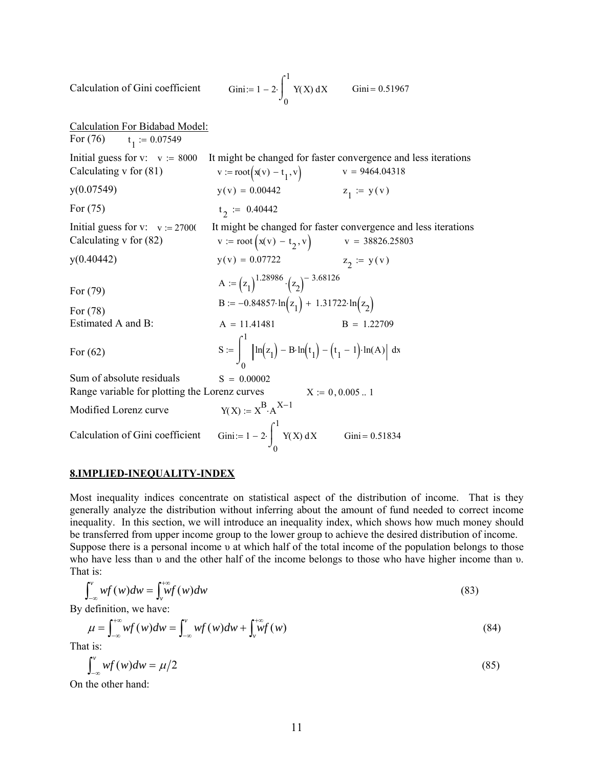Calculation of Gini coefficient $\quad \text{Gini} := 1 - 2\cdot\int_0^1 Y(X)\,dX \quad \text{Gini} = 0.51967$

<u>Calculation For Bidabad Model:</u>

For (76) $\quad t_1 := 0.07549$

Initial guess for v: $\;v := 8000\;$ It might be changed for faster convergence and less iterations

Calculating v for (81) $\quad v := \text{root}\left(x(v) - t_1, v\right) \quad v = 9464.04318$

y(0.07549) $\quad y(v) = 0.00442 \quad z_1 := y(v)$

For (75) $\quad t_2 := 0.40442$

Initial guess for v: $\;v := 27000\;$ It might be changed for faster convergence and less iterations

Calculating v for (82) $\quad v := \text{root}\left(x(v) - t_2, v\right) \quad v = 38826.25803$

y(0.40442) $\quad y(v) = 0.07722 \quad z_2 := y(v)$

For (79) $\quad A := \left(z_1\right)^{1.28986}\cdot\left(z_2\right)^{-3.68126}$

For (78) $\quad B := -0.84857\cdot\ln\left(z_1\right) + 1.31722\cdot\ln\left(z_2\right)$

Estimated A and B: $\quad A = 11.41481 \quad B = 1.22709$

For (62) $\quad S := \int_0^1 \left|\ln\left(z_1\right) - B\cdot\ln\left(t_1\right) - \left(t_1 - 1\right)\cdot\ln(A)\right|\,dx$

Sum of absolute residuals $\quad S = 0.00002$

Range variable for plotting the Lorenz curves $\quad X := 0, 0.005 .. 1$

Modified Lorenz curve $\quad Y(X) := X^B\cdot A^{X-1}$

Calculation of Gini coefficient $\quad \text{Gini} := 1 - 2\cdot\int_0^1 Y(X)\,dX \quad \text{Gini} = 0.51834$

## 8.IMPLIED-INEQUALITY-INDEX

Most inequality indices concentrate on statistical aspect of the distribution of income. That is they generally analyze the distribution without inferring about the amount of fund needed to correct income inequality. In this section, we will introduce an inequality index, which shows how much money should be transferred from upper income group to the lower group to achieve the desired distribution of income. Suppose there is a personal income $\upsilon$ at which half of the total income of the population belongs to those who have less than $\upsilon$ and the other half of the income belongs to those who have higher income than $\upsilon$. That is:

$$\int_{-\infty}^{v} wf(w)dw = \int_{v}^{+\infty} wf(w)dw \tag{83}$$

By definition, we have:

$$\mu = \int_{-\infty}^{+\infty} wf(w)dw = \int_{-\infty}^{v} wf(w)dw + \int_{v}^{+\infty} wf(w) \tag{84}$$

That is:

$$\int_{-\infty}^{v} wf(w)dw = \mu/2 \tag{85}$$

On the other hand: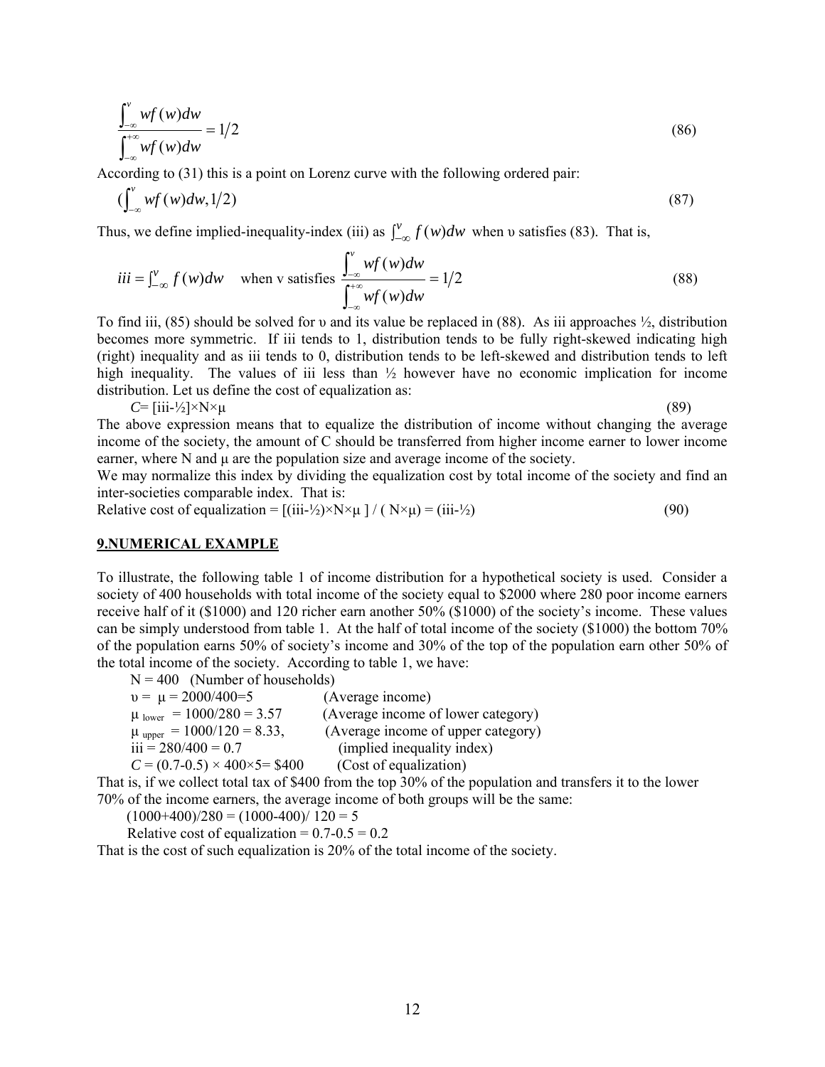$$\frac{\int_{-\infty}^{v} wf(w)dw}{\int_{-\infty}^{+\infty} wf(w)dw} = 1/2 \tag{86}$$

According to (31) this is a point on Lorenz curve with the following ordered pair:

$$\left(\int_{-\infty}^{v} wf(w)dw, 1/2\right) \tag{87}$$

Thus, we define implied-inequality-index (iii) as $\int_{-\infty}^{v} f(w)dw$ when υ satisfies (83). That is,

$$iii = \int_{-\infty}^{v} f(w)dw \quad \text{when v satisfies } \frac{\int_{-\infty}^{v} wf(w)dw}{\int_{-\infty}^{+\infty} wf(w)dw} = 1/2 \tag{88}$$

To find iii, (85) should be solved for υ and its value be replaced in (88). As iii approaches ½, distribution becomes more symmetric. If iii tends to 1, distribution tends to be fully right-skewed indicating high (right) inequality and as iii tends to 0, distribution tends to be left-skewed and distribution tends to left high inequality. The values of iii less than ½ however have no economic implication for income distribution. Let us define the cost of equalization as:

$$C = [iii - ½] \times N \times \mu \tag{89}$$

The above expression means that to equalize the distribution of income without changing the average income of the society, the amount of C should be transferred from higher income earner to lower income earner, where N and μ are the population size and average income of the society.

We may normalize this index by dividing the equalization cost by total income of the society and find an inter-societies comparable index. That is:

$$\text{Relative cost of equalization} = [(iii - ½) \times N \times \mu] / (N \times \mu) = (iii - ½) \tag{90}$$

## 9.NUMERICAL EXAMPLE

To illustrate, the following table 1 of income distribution for a hypothetical society is used. Consider a society of 400 households with total income of the society equal to \$2000 where 280 poor income earners receive half of it (\$1000) and 120 richer earn another 50% (\$1000) of the society's income. These values can be simply understood from table 1. At the half of total income of the society (\$1000) the bottom 70% of the population earns 50% of society's income and 30% of the top of the population earn other 50% of the total income of the society. According to table 1, we have:

$N = 400$ (Number of households)

$\upsilon = \mu = 2000/400 = 5$ (Average income)

$\mu_{lower} = 1000/280 = 3.57$ (Average income of lower category)

$\mu_{upper} = 1000/120 = 8.33$, (Average income of upper category)

$iii = 280/400 = 0.7$ (implied inequality index)

$C = (0.7-0.5) \times 400 \times 5 = \$400$ (Cost of equalization)

That is, if we collect total tax of \$400 from the top 30% of the population and transfers it to the lower 70% of the income earners, the average income of both groups will be the same:

$(1000+400)/280 = (1000-400)/120 = 5$

Relative cost of equalization = 0.7-0.5 = 0.2

That is the cost of such equalization is 20% of the total income of the society.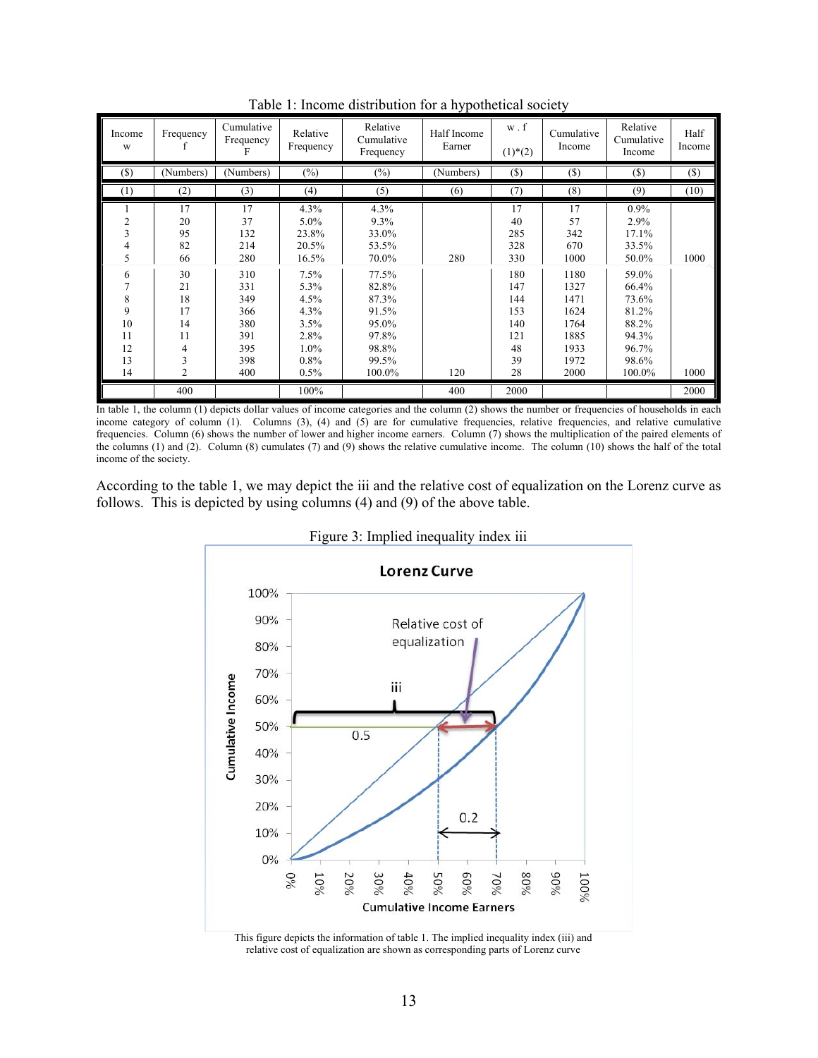Table 1: Income distribution for a hypothetical society

| Income w | Frequency f | Cumulative Frequency F | Relative Frequency | Relative Cumulative Frequency | Half Income Earner | w . f (1)*(2) | Cumulative Income | Relative Cumulative Income | Half Income |
|---|---|---|---|---|---|---|---|---|---|
| ($) | (Numbers) | (Numbers) | (%) | (%) | (Numbers) | ($) | ($) | ($) | ($) |
| (1) | (2) | (3) | (4) | (5) | (6) | (7) | (8) | (9) | (10) |
| 1 | 17 | 17 | 4.3% | 4.3% | | 17 | 17 | 0.9% | |
| 2 | 20 | 37 | 5.0% | 9.3% | | 40 | 57 | 2.9% | |
| 3 | 95 | 132 | 23.8% | 33.0% | | 285 | 342 | 17.1% | |
| 4 | 82 | 214 | 20.5% | 53.5% | | 328 | 670 | 33.5% | |
| 5 | 66 | 280 | 16.5% | 70.0% | 280 | 330 | 1000 | 50.0% | 1000 |
| 6 | 30 | 310 | 7.5% | 77.5% | | 180 | 1180 | 59.0% | |
| 7 | 21 | 331 | 5.3% | 82.8% | | 147 | 1327 | 66.4% | |
| 8 | 18 | 349 | 4.5% | 87.3% | | 144 | 1471 | 73.6% | |
| 9 | 17 | 366 | 4.3% | 91.5% | | 153 | 1624 | 81.2% | |
| 10 | 14 | 380 | 3.5% | 95.0% | | 140 | 1764 | 88.2% | |
| 11 | 11 | 391 | 2.8% | 97.8% | | 121 | 1885 | 94.3% | |
| 12 | 4 | 395 | 1.0% | 98.8% | | 48 | 1933 | 96.7% | |
| 13 | 3 | 398 | 0.8% | 99.5% | | 39 | 1972 | 98.6% | |
| 14 | 2 | 400 | 0.5% | 100.0% | 120 | 28 | 2000 | 100.0% | 1000 |
| | 400 | | 100% | | 400 | 2000 | | | 2000 |

In table 1, the column (1) depicts dollar values of income categories and the column (2) shows the number or frequencies of households in each income category of column (1). Columns (3), (4) and (5) are for cumulative frequencies, relative frequencies, and relative cumulative frequencies. Column (6) shows the number of lower and higher income earners. Column (7) shows the multiplication of the paired elements of the columns (1) and (2). Column (8) cumulates (7) and (9) shows the relative cumulative income. The column (10) shows the half of the total income of the society.

According to the table 1, we may depict the iii and the relative cost of equalization on the Lorenz curve as follows. This is depicted by using columns (4) and (9) of the above table.

Figure 3: Implied inequality index iii

This figure depicts the information of table 1. The implied inequality index (iii) and relative cost of equalization are shown as corresponding parts of Lorenz curve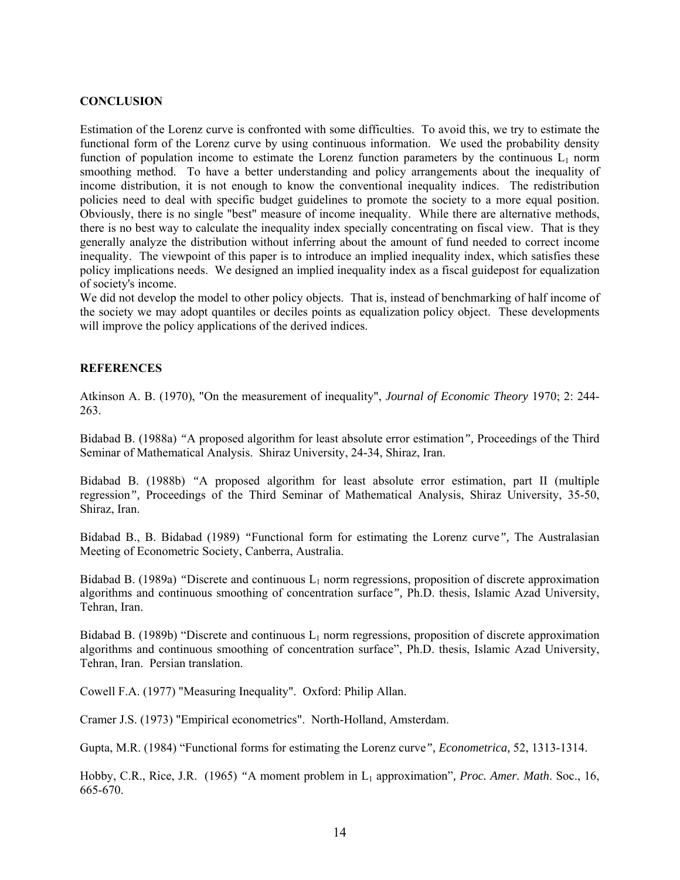## CONCLUSION

Estimation of the Lorenz curve is confronted with some difficulties. To avoid this, we try to estimate the functional form of the Lorenz curve by using continuous information. We used the probability density function of population income to estimate the Lorenz function parameters by the continuous $L_1$ norm smoothing method. To have a better understanding and policy arrangements about the inequality of income distribution, it is not enough to know the conventional inequality indices. The redistribution policies need to deal with specific budget guidelines to promote the society to a more equal position. Obviously, there is no single "best" measure of income inequality. While there are alternative methods, there is no best way to calculate the inequality index specially concentrating on fiscal view. That is they generally analyze the distribution without inferring about the amount of fund needed to correct income inequality. The viewpoint of this paper is to introduce an implied inequality index, which satisfies these policy implications needs. We designed an implied inequality index as a fiscal guidepost for equalization of society's income.

We did not develop the model to other policy objects. That is, instead of benchmarking of half income of the society we may adopt quantiles or deciles points as equalization policy object. These developments will improve the policy applications of the derived indices.

## REFERENCES

Atkinson A. B. (1970), "On the measurement of inequality", *Journal of Economic Theory* 1970; 2: 244-263.

Bidabad B. (1988a) *"*A proposed algorithm for least absolute error estimation*",* Proceedings of the Third Seminar of Mathematical Analysis. Shiraz University, 24-34, Shiraz, Iran.

Bidabad B. (1988b) *"*A proposed algorithm for least absolute error estimation, part II (multiple regression*",* Proceedings of the Third Seminar of Mathematical Analysis, Shiraz University, 35-50, Shiraz, Iran.

Bidabad B., B. Bidabad (1989) *"*Functional form for estimating the Lorenz curve*",* The Australasian Meeting of Econometric Society, Canberra, Australia.

Bidabad B. (1989a) *"*Discrete and continuous $L_1$ norm regressions, proposition of discrete approximation algorithms and continuous smoothing of concentration surface*",* Ph.D. thesis, Islamic Azad University, Tehran, Iran.

Bidabad B. (1989b) "Discrete and continuous $L_1$ norm regressions, proposition of discrete approximation algorithms and continuous smoothing of concentration surface", Ph.D. thesis, Islamic Azad University, Tehran, Iran. Persian translation.

Cowell F.A. (1977) "Measuring Inequality". Oxford: Philip Allan.

Cramer J.S. (1973) "Empirical econometrics". North-Holland, Amsterdam.

Gupta, M.R. (1984) "Functional forms for estimating the Lorenz curve*", Econometrica,* 52, 1313-1314.

Hobby, C.R., Rice, J.R. (1965) *"*A moment problem in $L_1$ approximation"*, Proc. Amer. Math*. Soc., 16, 665-670.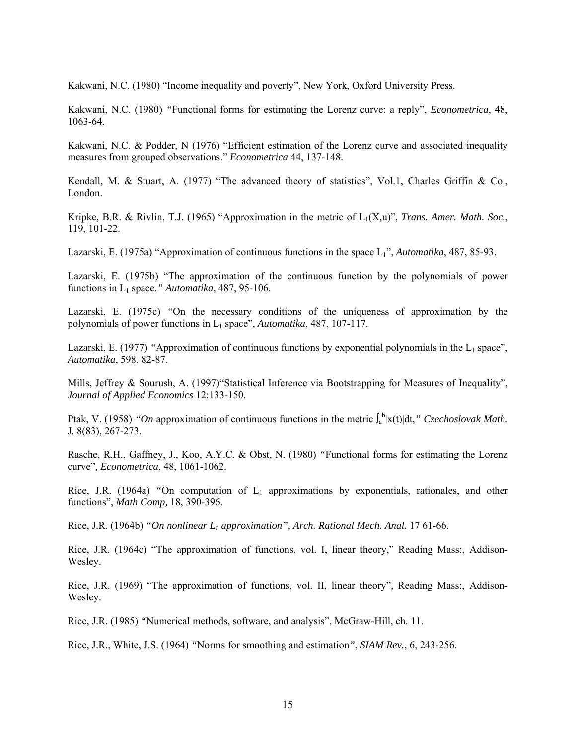Kakwani, N.C. (1980) "Income inequality and poverty", New York, Oxford University Press.

Kakwani, N.C. (1980) "Functional forms for estimating the Lorenz curve: a reply", *Econometrica*, 48, 1063-64.

Kakwani, N.C. & Podder, N (1976) "Efficient estimation of the Lorenz curve and associated inequality measures from grouped observations." *Econometrica* 44, 137-148.

Kendall, M. & Stuart, A. (1977) "The advanced theory of statistics", Vol.1, Charles Griffin & Co., London.

Kripke, B.R. & Rivlin, T.J. (1965) "Approximation in the metric of $L_1(X,u)$", *Trans. Amer. Math. Soc.*, 119, 101-22.

Lazarski, E. (1975a) "Approximation of continuous functions in the space $L_1$", *Automatika*, 487, 85-93.

Lazarski, E. (1975b) "The approximation of the continuous function by the polynomials of power functions in $L_1$ space." *Automatika*, 487, 95-106.

Lazarski, E. (1975c) "On the necessary conditions of the uniqueness of approximation by the polynomials of power functions in $L_1$ space", *Automatika*, 487, 107-117.

Lazarski, E. (1977) "Approximation of continuous functions by exponential polynomials in the $L_1$ space", *Automatika*, 598, 82-87.

Mills, Jeffrey & Sourush, A. (1997)"Statistical Inference via Bootstrapping for Measures of Inequality", *Journal of Applied Economics* 12:133-150.

Ptak, V. (1958) "*On* approximation of continuous functions in the metric $\int_a^b |x(t)|dt$," *Czechoslovak Math.* J. 8(83), 267-273.

Rasche, R.H., Gaffney, J., Koo, A.Y.C. & Obst, N. (1980) "Functional forms for estimating the Lorenz curve", *Econometrica*, 48, 1061-1062.

Rice, J.R. (1964a) "On computation of $L_1$ approximations by exponentials, rationales, and other functions", *Math Comp,* 18, 390-396.

Rice, J.R. (1964b) *"On nonlinear $L_1$ approximation", Arch. Rational Mech. Anal.* 17 61-66.

Rice, J.R. (1964c) "The approximation of functions, vol. I, linear theory," Reading Mass:, Addison-Wesley.

Rice, J.R. (1969) "The approximation of functions, vol. II, linear theory", Reading Mass:, Addison-Wesley.

Rice, J.R. (1985) "Numerical methods, software, and analysis", McGraw-Hill, ch. 11.

Rice, J.R., White, J.S. (1964) "Norms for smoothing and estimation", *SIAM Rev.*, 6, 243-256.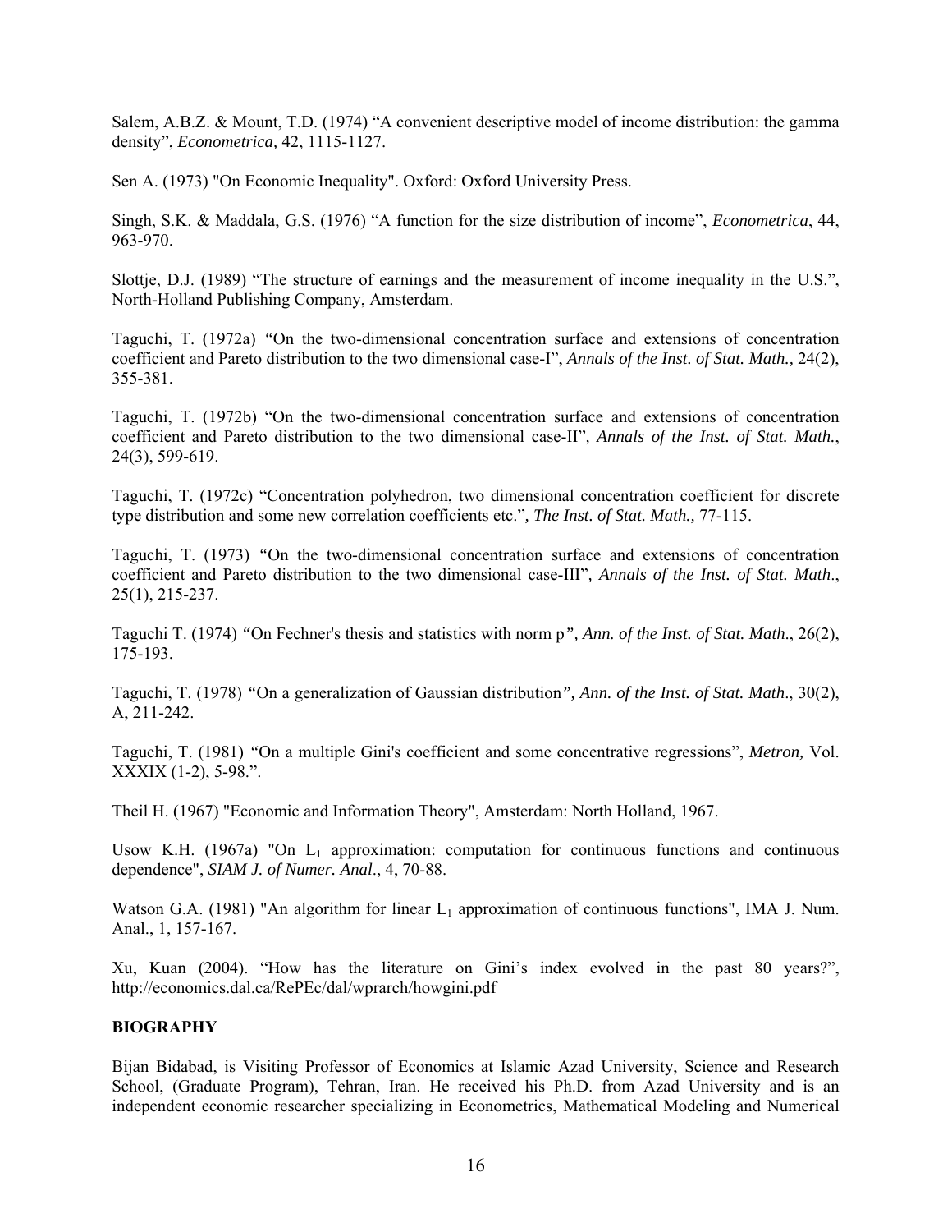Salem, A.B.Z. & Mount, T.D. (1974) "A convenient descriptive model of income distribution: the gamma density", *Econometrica,* 42, 1115-1127.

Sen A. (1973) "On Economic Inequality". Oxford: Oxford University Press.

Singh, S.K. & Maddala, G.S. (1976) "A function for the size distribution of income", *Econometrica*, 44, 963-970.

Slottje, D.J. (1989) "The structure of earnings and the measurement of income inequality in the U.S.", North-Holland Publishing Company, Amsterdam.

Taguchi, T. (1972a) "On the two-dimensional concentration surface and extensions of concentration coefficient and Pareto distribution to the two dimensional case-I", *Annals of the Inst. of Stat. Math.,* 24(2), 355-381.

Taguchi, T. (1972b) "On the two-dimensional concentration surface and extensions of concentration coefficient and Pareto distribution to the two dimensional case-II"*, Annals of the Inst. of Stat. Math.*, 24(3), 599-619.

Taguchi, T. (1972c) "Concentration polyhedron, two dimensional concentration coefficient for discrete type distribution and some new correlation coefficients etc."*, The Inst. of Stat. Math.,* 77-115.

Taguchi, T. (1973) "On the two-dimensional concentration surface and extensions of concentration coefficient and Pareto distribution to the two dimensional case-III"*, Annals of the Inst. of Stat. Math*., 25(1), 215-237.

Taguchi T. (1974) "On Fechner's thesis and statistics with norm p*", Ann. of the Inst. of Stat. Math*., 26(2), 175-193.

Taguchi, T. (1978) "On a generalization of Gaussian distribution*", Ann. of the Inst. of Stat. Math*., 30(2), A, 211-242.

Taguchi, T. (1981) "On a multiple Gini's coefficient and some concentrative regressions", *Metron,* Vol. XXXIX (1-2), 5-98.".

Theil H. (1967) "Economic and Information Theory", Amsterdam: North Holland, 1967.

Usow K.H. (1967a) "On $L_1$ approximation: computation for continuous functions and continuous dependence", *SIAM J. of Numer. Anal*., 4, 70-88.

Watson G.A. (1981) "An algorithm for linear $L_1$ approximation of continuous functions", IMA J. Num. Anal., 1, 157-167.

Xu, Kuan (2004). "How has the literature on Gini's index evolved in the past 80 years?", http://economics.dal.ca/RePEc/dal/wprarch/howgini.pdf

**BIOGRAPHY**

Bijan Bidabad, is Visiting Professor of Economics at Islamic Azad University, Science and Research School, (Graduate Program), Tehran, Iran. He received his Ph.D. from Azad University and is an independent economic researcher specializing in Econometrics, Mathematical Modeling and Numerical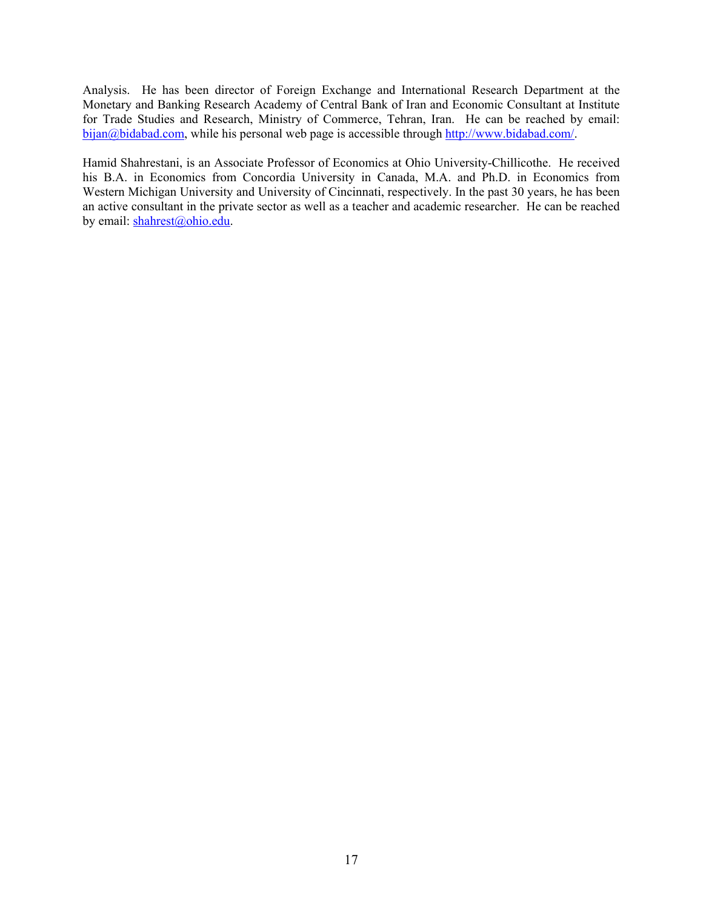Analysis. He has been director of Foreign Exchange and International Research Department at the Monetary and Banking Research Academy of Central Bank of Iran and Economic Consultant at Institute for Trade Studies and Research, Ministry of Commerce, Tehran, Iran. He can be reached by email: bijan@bidabad.com, while his personal web page is accessible through http://www.bidabad.com/.

Hamid Shahrestani, is an Associate Professor of Economics at Ohio University-Chillicothe. He received his B.A. in Economics from Concordia University in Canada, M.A. and Ph.D. in Economics from Western Michigan University and University of Cincinnati, respectively. In the past 30 years, he has been an active consultant in the private sector as well as a teacher and academic researcher. He can be reached by email: shahrest@ohio.edu.